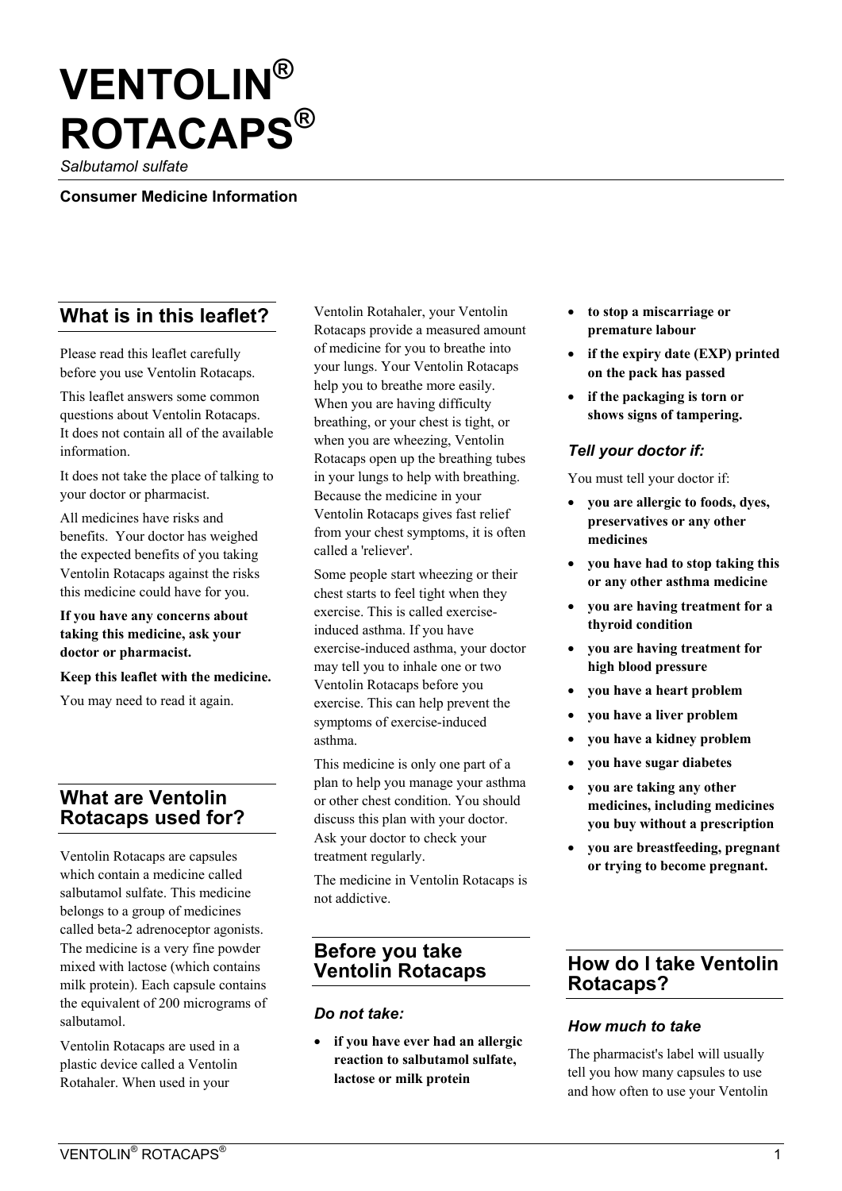# VENTOLIN® ROTACAPS®

*Salbutamol sulfate*

**Consumer Medicine Information**

## What is in this leaflet?

Please read this leaflet carefully before you use Ventolin Rotacaps.

This leaflet answers some common questions about Ventolin Rotacaps. It does not contain all of the available information.

It does not take the place of talking to your doctor or pharmacist.

All medicines have risks and benefits. Your doctor has weighed the expected benefits of you taking Ventolin Rotacaps against the risks this medicine could have for you.

**If you have any concerns about taking this medicine, ask your doctor or pharmacist.**

**Keep this leaflet with the medicine.**

You may need to read it again.

## What are Ventolin Rotacaps used for?

Ventolin Rotacaps are capsules which contain a medicine called salbutamol sulfate. This medicine belongs to a group of medicines called beta-2 adrenoceptor agonists. The medicine is a very fine powder mixed with lactose (which contains milk protein). Each capsule contains the equivalent of 200 micrograms of salbutamol.

Ventolin Rotacaps are used in a plastic device called a Ventolin Rotahaler. When used in your Ventolin Rotahaler, your Ventolin Rotacaps provide a measured amount of medicine for you to breathe into your lungs. Your Ventolin Rotacaps help you to breathe more easily. When you are having difficulty breathing, or your chest is tight, or when you are wheezing, Ventolin Rotacaps open up the breathing tubes in your lungs to help with breathing. Because the medicine in your Ventolin Rotacaps gives fast relief from your chest symptoms, it is often called a 'reliever'.

Some people start wheezing or their chest starts to feel tight when they exercise. This is called exercise-induced asthma. If you have exercise-induced asthma, your doctor may tell you to inhale one or two Ventolin Rotacaps before you exercise. This can help prevent the symptoms of exercise-induced asthma.

This medicine is only one part of a plan to help you manage your asthma or other chest condition. You should discuss this plan with your doctor. Ask your doctor to check your treatment regularly.

The medicine in Ventolin Rotacaps is not addictive.

## Before you take Ventolin Rotacaps

### *Do not take:*

- **if you have ever had an allergic reaction to salbutamol sulfate, lactose or milk protein**
- **to stop a miscarriage or premature labour**
- **if the expiry date (EXP) printed on the pack has passed**
- **if the packaging is torn or shows signs of tampering.**

### *Tell your doctor if:*

You must tell your doctor if:

- **you are allergic to foods, dyes, preservatives or any other medicines**
- **you have had to stop taking this or any other asthma medicine**
- **you are having treatment for a thyroid condition**
- **you are having treatment for high blood pressure**
- **you have a heart problem**
- **you have a liver problem**
- **you have a kidney problem**
- **you have sugar diabetes**
- **you are taking any other medicines, including medicines you buy without a prescription**
- **you are breastfeeding, pregnant or trying to become pregnant.**

## How do I take Ventolin Rotacaps?

### *How much to take*

The pharmacist's label will usually tell you how many capsules to use and how often to use your Ventolin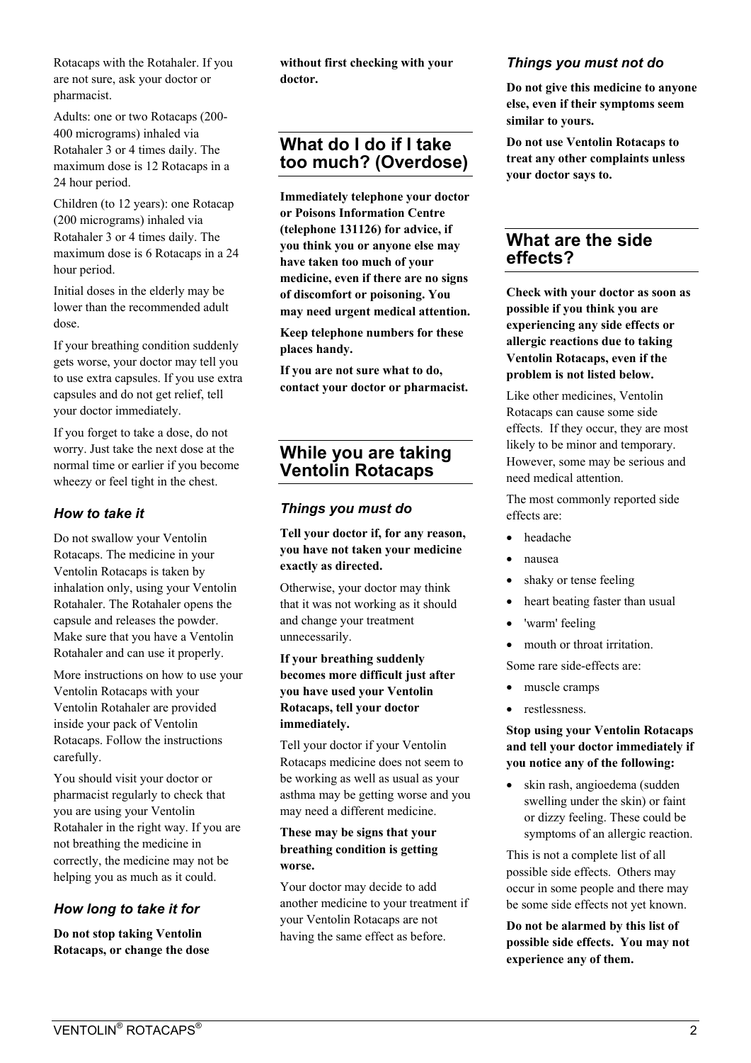Rotacaps with the Rotahaler. If you are not sure, ask your doctor or pharmacist.

Adults: one or two Rotacaps (200-400 micrograms) inhaled via Rotahaler 3 or 4 times daily. The maximum dose is 12 Rotacaps in a 24 hour period.

Children (to 12 years): one Rotacap (200 micrograms) inhaled via Rotahaler 3 or 4 times daily. The maximum dose is 6 Rotacaps in a 24 hour period.

Initial doses in the elderly may be lower than the recommended adult dose.

If your breathing condition suddenly gets worse, your doctor may tell you to use extra capsules. If you use extra capsules and do not get relief, tell your doctor immediately.

If you forget to take a dose, do not worry. Just take the next dose at the normal time or earlier if you become wheezy or feel tight in the chest.

### *How to take it*

Do not swallow your Ventolin Rotacaps. The medicine in your Ventolin Rotacaps is taken by inhalation only, using your Ventolin Rotahaler. The Rotahaler opens the capsule and releases the powder. Make sure that you have a Ventolin Rotahaler and can use it properly.

More instructions on how to use your Ventolin Rotacaps with your Ventolin Rotahaler are provided inside your pack of Ventolin Rotacaps. Follow the instructions carefully.

You should visit your doctor or pharmacist regularly to check that you are using your Ventolin Rotahaler in the right way. If you are not breathing the medicine in correctly, the medicine may not be helping you as much as it could.

### *How long to take it for*

**Do not stop taking Ventolin Rotacaps, or change the dose without first checking with your doctor.**

## What do I do if I take too much? (Overdose)

**Immediately telephone your doctor or Poisons Information Centre (telephone 131126) for advice, if you think you or anyone else may have taken too much of your medicine, even if there are no signs of discomfort or poisoning. You may need urgent medical attention.**

**Keep telephone numbers for these places handy.**

**If you are not sure what to do, contact your doctor or pharmacist.**

## While you are taking Ventolin Rotacaps

### *Things you must do*

**Tell your doctor if, for any reason, you have not taken your medicine exactly as directed.**

Otherwise, your doctor may think that it was not working as it should and change your treatment unnecessarily.

**If your breathing suddenly becomes more difficult just after you have used your Ventolin Rotacaps, tell your doctor immediately.**

Tell your doctor if your Ventolin Rotacaps medicine does not seem to be working as well as usual as your asthma may be getting worse and you may need a different medicine.

**These may be signs that your breathing condition is getting worse.**

Your doctor may decide to add another medicine to your treatment if your Ventolin Rotacaps are not having the same effect as before.

### *Things you must not do*

**Do not give this medicine to anyone else, even if their symptoms seem similar to yours.**

**Do not use Ventolin Rotacaps to treat any other complaints unless your doctor says to.**

## What are the side effects?

**Check with your doctor as soon as possible if you think you are experiencing any side effects or allergic reactions due to taking Ventolin Rotacaps, even if the problem is not listed below.**

Like other medicines, Ventolin Rotacaps can cause some side effects. If they occur, they are most likely to be minor and temporary. However, some may be serious and need medical attention.

The most commonly reported side effects are:

- headache
- nausea
- shaky or tense feeling
- heart beating faster than usual
- 'warm' feeling
- mouth or throat irritation.

Some rare side-effects are:

- muscle cramps
- restlessness.

**Stop using your Ventolin Rotacaps and tell your doctor immediately if you notice any of the following:**

- skin rash, angioedema (sudden swelling under the skin) or faint or dizzy feeling. These could be symptoms of an allergic reaction.

This is not a complete list of all possible side effects. Others may occur in some people and there may be some side effects not yet known.

**Do not be alarmed by this list of possible side effects. You may not experience any of them.**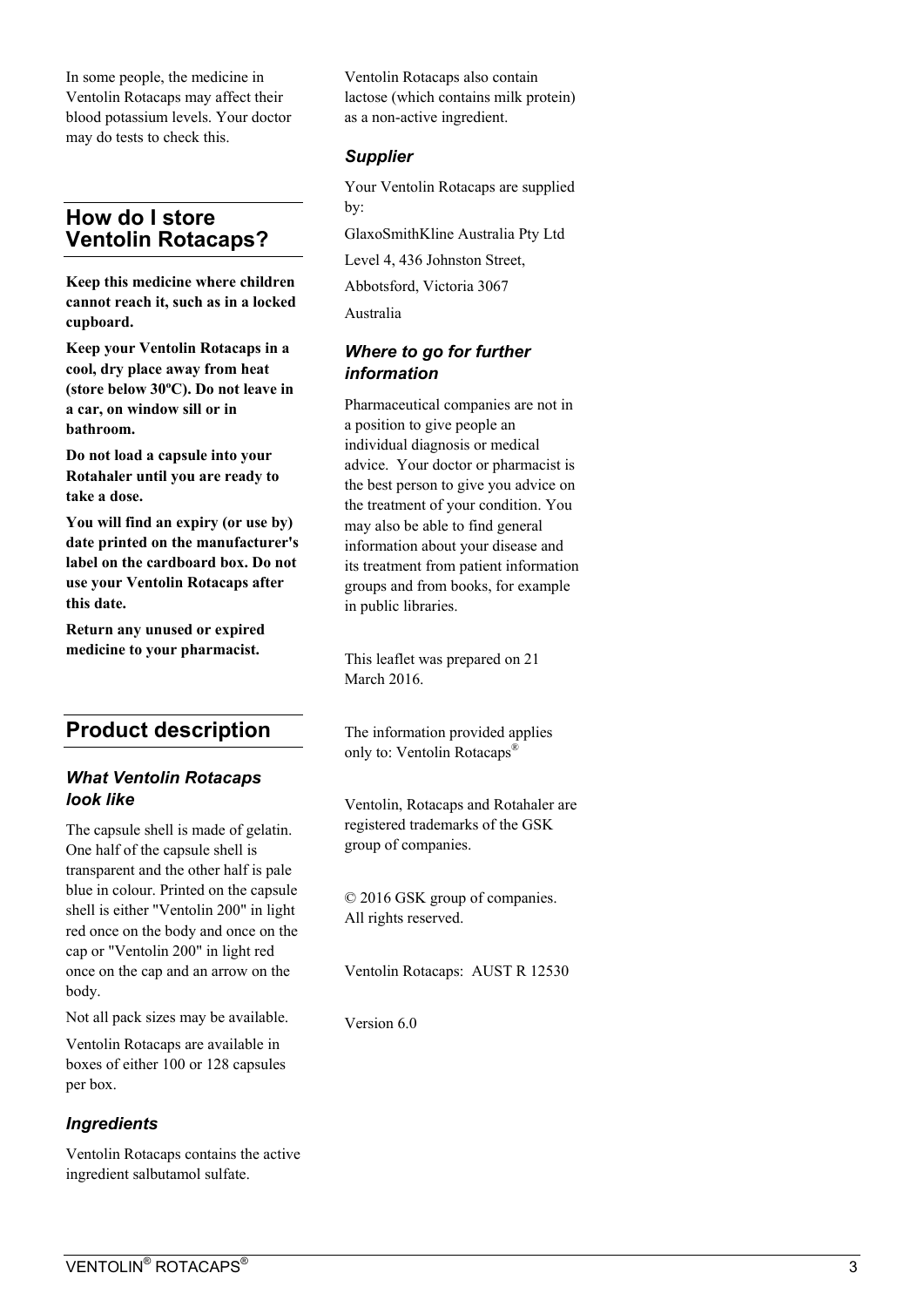In some people, the medicine in Ventolin Rotacaps may affect their blood potassium levels. Your doctor may do tests to check this.

## How do I store Ventolin Rotacaps?

**Keep this medicine where children cannot reach it, such as in a locked cupboard.**

**Keep your Ventolin Rotacaps in a cool, dry place away from heat (store below 30ºC). Do not leave in a car, on window sill or in bathroom.**

**Do not load a capsule into your Rotahaler until you are ready to take a dose.**

**You will find an expiry (or use by) date printed on the manufacturer's label on the cardboard box. Do not use your Ventolin Rotacaps after this date.**

**Return any unused or expired medicine to your pharmacist.**

## Product description

### *What Ventolin Rotacaps look like*

The capsule shell is made of gelatin. One half of the capsule shell is transparent and the other half is pale blue in colour. Printed on the capsule shell is either "Ventolin 200" in light red once on the body and once on the cap or "Ventolin 200" in light red once on the cap and an arrow on the body.

Not all pack sizes may be available.

Ventolin Rotacaps are available in boxes of either 100 or 128 capsules per box.

### *Ingredients*

Ventolin Rotacaps contains the active ingredient salbutamol sulfate.

Ventolin Rotacaps also contain lactose (which contains milk protein) as a non-active ingredient.

### *Supplier*

Your Ventolin Rotacaps are supplied by:

GlaxoSmithKline Australia Pty Ltd

Level 4, 436 Johnston Street,

Abbotsford, Victoria 3067

Australia

### *Where to go for further information*

Pharmaceutical companies are not in a position to give people an individual diagnosis or medical advice. Your doctor or pharmacist is the best person to give you advice on the treatment of your condition. You may also be able to find general information about your disease and its treatment from patient information groups and from books, for example in public libraries.

This leaflet was prepared on 21 March 2016.

The information provided applies only to: Ventolin Rotacaps®

Ventolin, Rotacaps and Rotahaler are registered trademarks of the GSK group of companies.

© 2016 GSK group of companies. All rights reserved.

Ventolin Rotacaps: AUST R 12530

Version 6.0